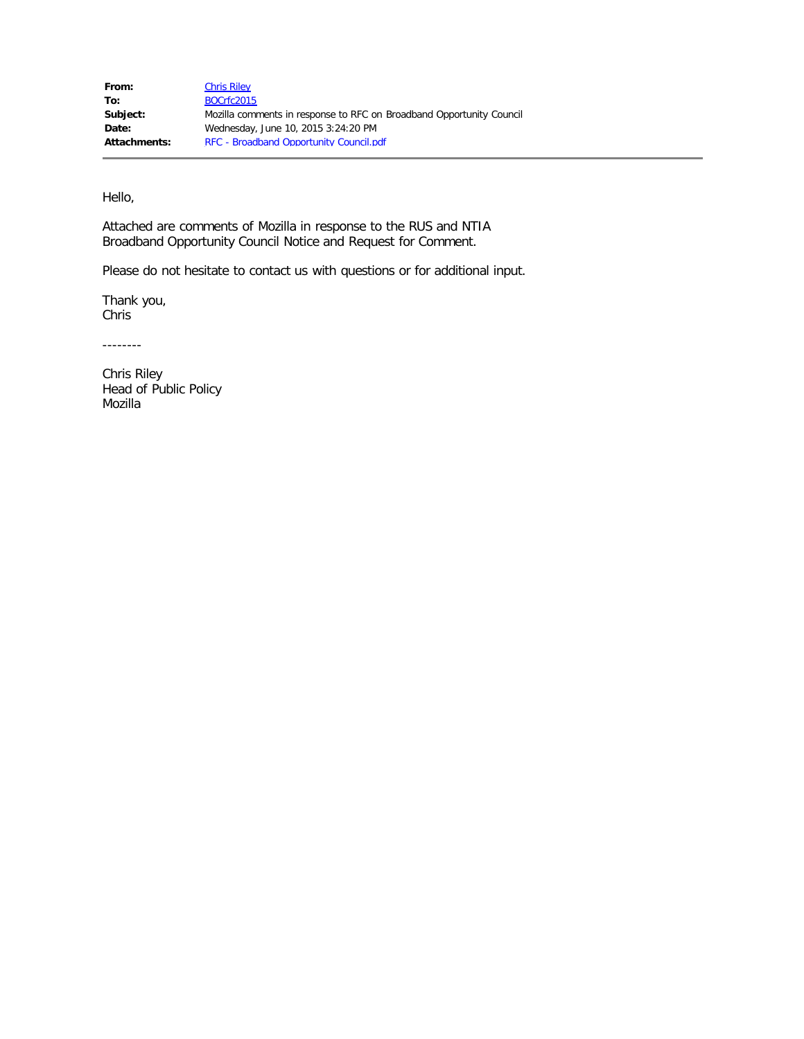|  |  |
| --- | --- |
| **From:** | Chris Riley |
| **To:** | BOCrfc2015 |
| **Subject:** | Mozilla comments in response to RFC on Broadband Opportunity Council |
| **Date:** | Wednesday, June 10, 2015 3:24:20 PM |
| **Attachments:** | RFC - Broadband Opportunity Council.pdf |

---

Hello,

Attached are comments of Mozilla in response to the RUS and NTIA Broadband Opportunity Council Notice and Request for Comment.

Please do not hesitate to contact us with questions or for additional input.

Thank you,
Chris

--------

Chris Riley
Head of Public Policy
Mozilla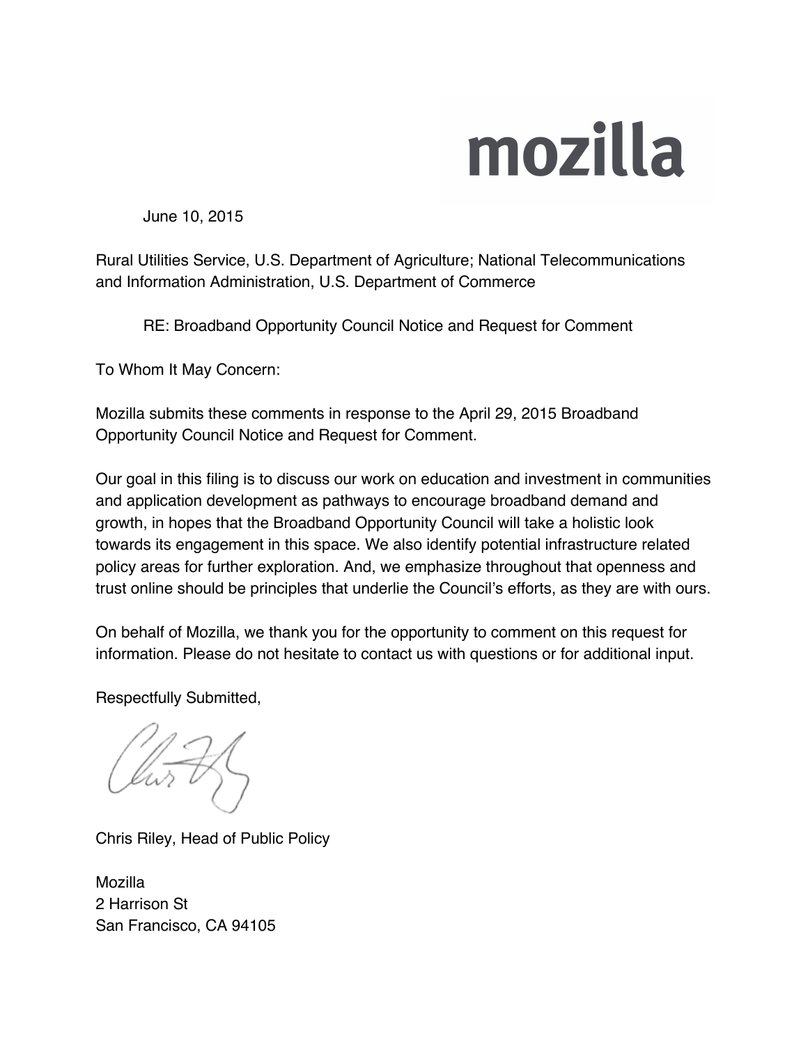mozilla

June 10, 2015

Rural Utilities Service, U.S. Department of Agriculture; National Telecommunications and Information Administration, U.S. Department of Commerce

RE: Broadband Opportunity Council Notice and Request for Comment

To Whom It May Concern:

Mozilla submits these comments in response to the April 29, 2015 Broadband Opportunity Council Notice and Request for Comment.

Our goal in this filing is to discuss our work on education and investment in communities and application development as pathways to encourage broadband demand and growth, in hopes that the Broadband Opportunity Council will take a holistic look towards its engagement in this space. We also identify potential infrastructure related policy areas for further exploration. And, we emphasize throughout that openness and trust online should be principles that underlie the Council's efforts, as they are with ours.

On behalf of Mozilla, we thank you for the opportunity to comment on this request for information. Please do not hesitate to contact us with questions or for additional input.

Respectfully Submitted,

Chris Riley, Head of Public Policy

Mozilla
2 Harrison St
San Francisco, CA 94105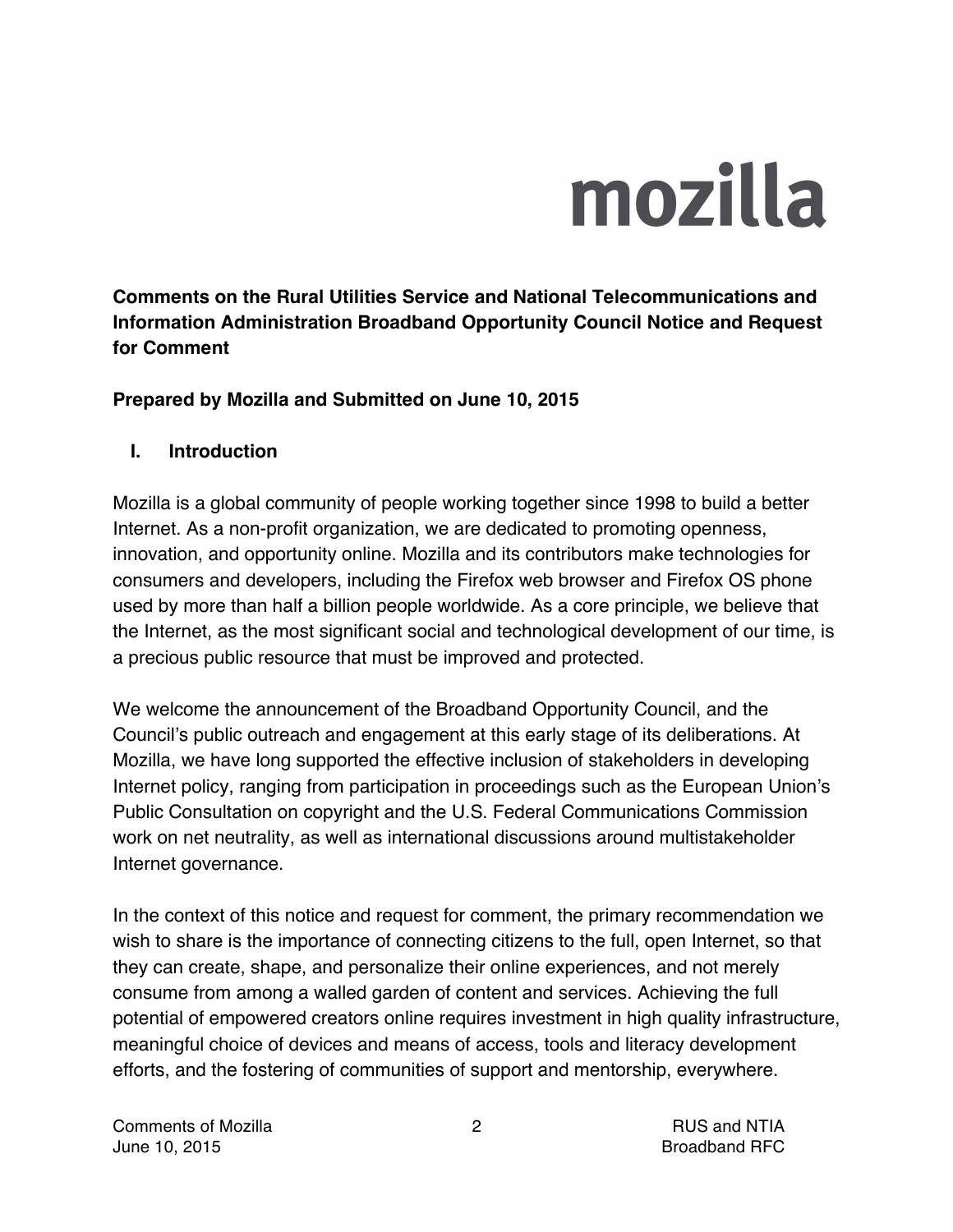mozilla

**Comments on the Rural Utilities Service and National Telecommunications and Information Administration Broadband Opportunity Council Notice and Request for Comment**

**Prepared by Mozilla and Submitted on June 10, 2015**

## I. Introduction

Mozilla is a global community of people working together since 1998 to build a better Internet. As a non-profit organization, we are dedicated to promoting openness, innovation, and opportunity online. Mozilla and its contributors make technologies for consumers and developers, including the Firefox web browser and Firefox OS phone used by more than half a billion people worldwide. As a core principle, we believe that the Internet, as the most significant social and technological development of our time, is a precious public resource that must be improved and protected.

We welcome the announcement of the Broadband Opportunity Council, and the Council's public outreach and engagement at this early stage of its deliberations. At Mozilla, we have long supported the effective inclusion of stakeholders in developing Internet policy, ranging from participation in proceedings such as the European Union's Public Consultation on copyright and the U.S. Federal Communications Commission work on net neutrality, as well as international discussions around multistakeholder Internet governance.

In the context of this notice and request for comment, the primary recommendation we wish to share is the importance of connecting citizens to the full, open Internet, so that they can create, shape, and personalize their online experiences, and not merely consume from among a walled garden of content and services. Achieving the full potential of empowered creators online requires investment in high quality infrastructure, meaningful choice of devices and means of access, tools and literacy development efforts, and the fostering of communities of support and mentorship, everywhere.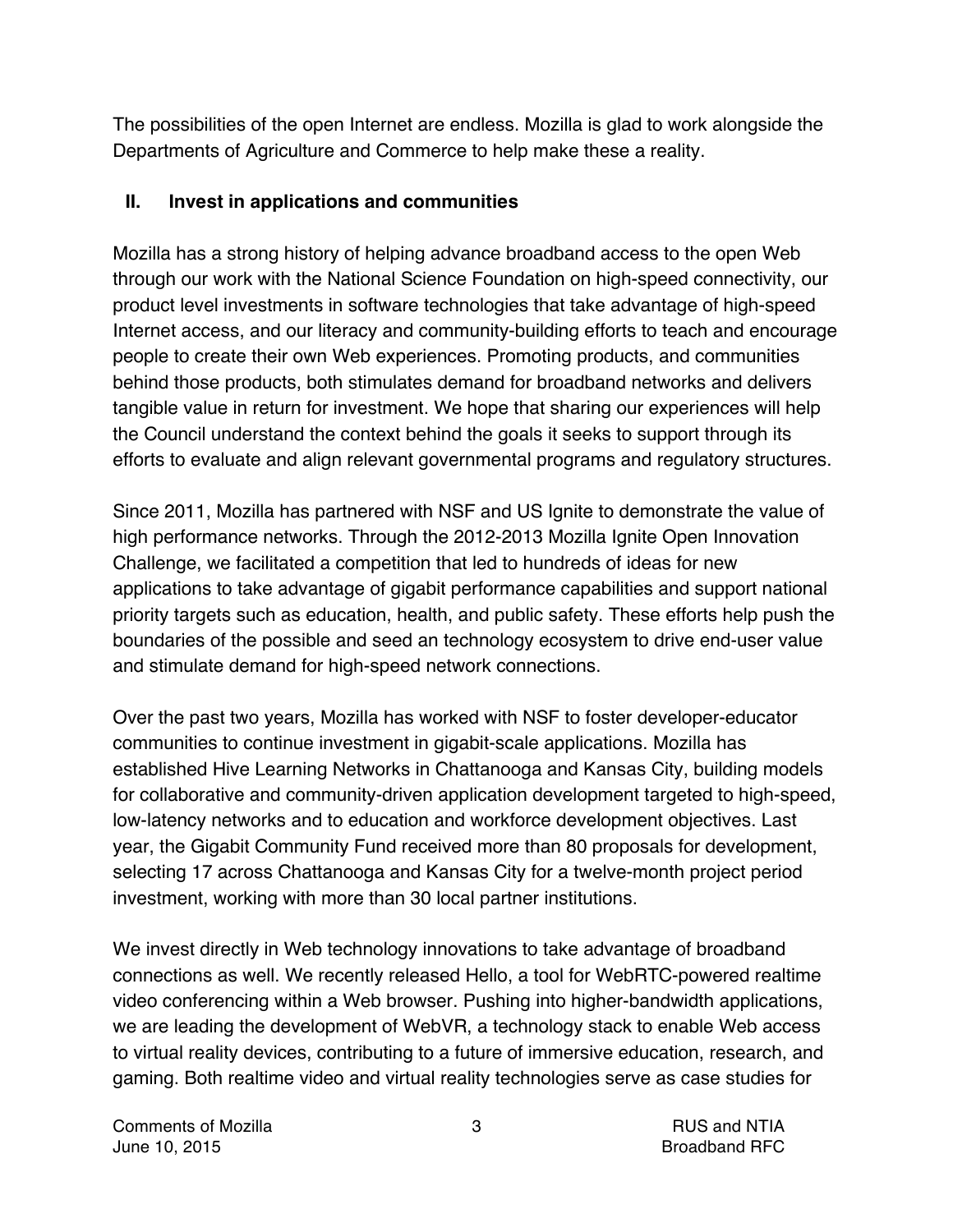The possibilities of the open Internet are endless. Mozilla is glad to work alongside the Departments of Agriculture and Commerce to help make these a reality.

## II. Invest in applications and communities

Mozilla has a strong history of helping advance broadband access to the open Web through our work with the National Science Foundation on high-speed connectivity, our product level investments in software technologies that take advantage of high-speed Internet access, and our literacy and community-building efforts to teach and encourage people to create their own Web experiences. Promoting products, and communities behind those products, both stimulates demand for broadband networks and delivers tangible value in return for investment. We hope that sharing our experiences will help the Council understand the context behind the goals it seeks to support through its efforts to evaluate and align relevant governmental programs and regulatory structures.

Since 2011, Mozilla has partnered with NSF and US Ignite to demonstrate the value of high performance networks. Through the 2012-2013 Mozilla Ignite Open Innovation Challenge, we facilitated a competition that led to hundreds of ideas for new applications to take advantage of gigabit performance capabilities and support national priority targets such as education, health, and public safety. These efforts help push the boundaries of the possible and seed an technology ecosystem to drive end-user value and stimulate demand for high-speed network connections.

Over the past two years, Mozilla has worked with NSF to foster developer-educator communities to continue investment in gigabit-scale applications. Mozilla has established Hive Learning Networks in Chattanooga and Kansas City, building models for collaborative and community-driven application development targeted to high-speed, low-latency networks and to education and workforce development objectives. Last year, the Gigabit Community Fund received more than 80 proposals for development, selecting 17 across Chattanooga and Kansas City for a twelve-month project period investment, working with more than 30 local partner institutions.

We invest directly in Web technology innovations to take advantage of broadband connections as well. We recently released Hello, a tool for WebRTC-powered realtime video conferencing within a Web browser. Pushing into higher-bandwidth applications, we are leading the development of WebVR, a technology stack to enable Web access to virtual reality devices, contributing to a future of immersive education, research, and gaming. Both realtime video and virtual reality technologies serve as case studies for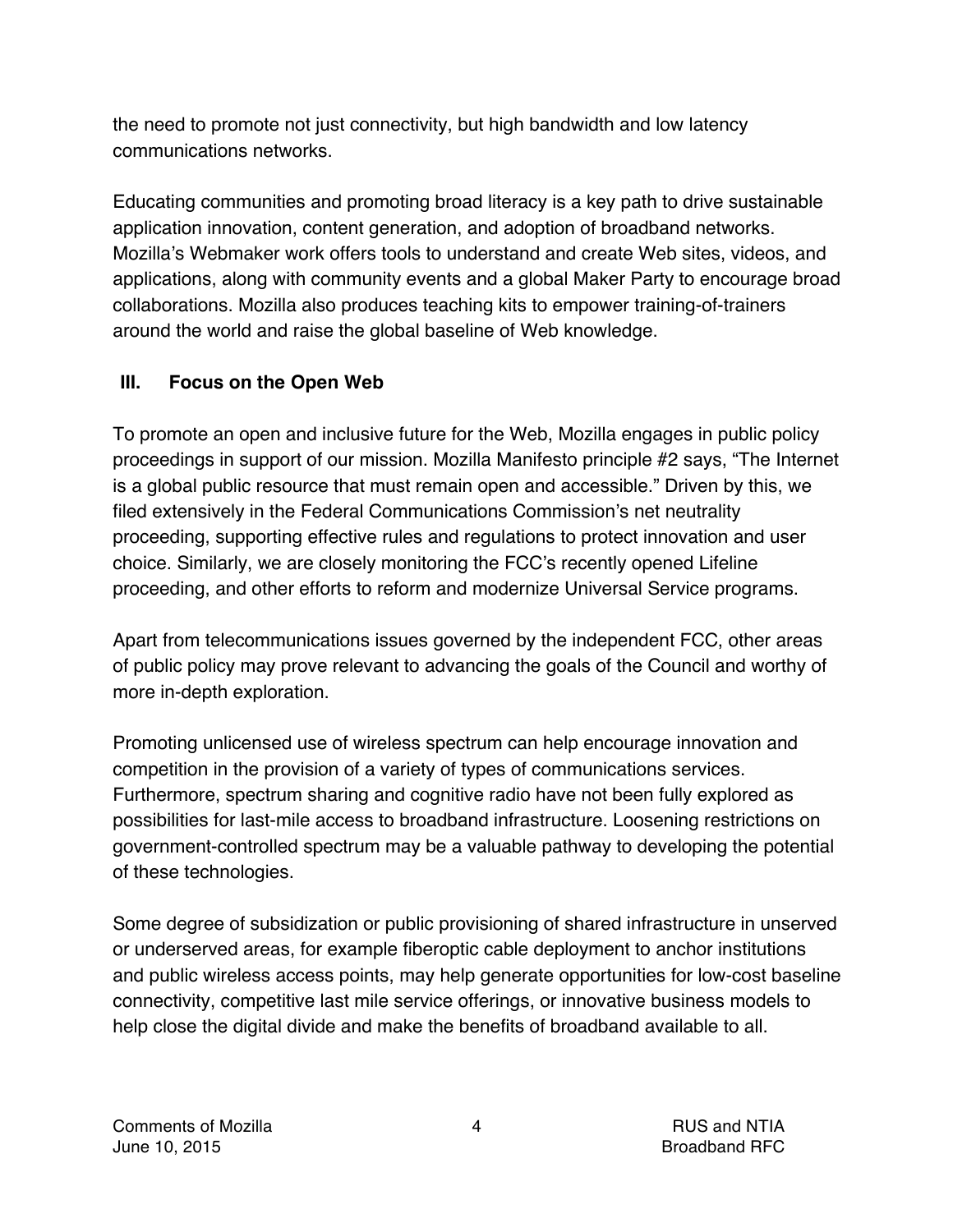the need to promote not just connectivity, but high bandwidth and low latency communications networks.

Educating communities and promoting broad literacy is a key path to drive sustainable application innovation, content generation, and adoption of broadband networks. Mozilla's Webmaker work offers tools to understand and create Web sites, videos, and applications, along with community events and a global Maker Party to encourage broad collaborations. Mozilla also produces teaching kits to empower training-of-trainers around the world and raise the global baseline of Web knowledge.

## III. Focus on the Open Web

To promote an open and inclusive future for the Web, Mozilla engages in public policy proceedings in support of our mission. Mozilla Manifesto principle #2 says, "The Internet is a global public resource that must remain open and accessible." Driven by this, we filed extensively in the Federal Communications Commission's net neutrality proceeding, supporting effective rules and regulations to protect innovation and user choice. Similarly, we are closely monitoring the FCC's recently opened Lifeline proceeding, and other efforts to reform and modernize Universal Service programs.

Apart from telecommunications issues governed by the independent FCC, other areas of public policy may prove relevant to advancing the goals of the Council and worthy of more in-depth exploration.

Promoting unlicensed use of wireless spectrum can help encourage innovation and competition in the provision of a variety of types of communications services. Furthermore, spectrum sharing and cognitive radio have not been fully explored as possibilities for last-mile access to broadband infrastructure. Loosening restrictions on government-controlled spectrum may be a valuable pathway to developing the potential of these technologies.

Some degree of subsidization or public provisioning of shared infrastructure in unserved or underserved areas, for example fiberoptic cable deployment to anchor institutions and public wireless access points, may help generate opportunities for low-cost baseline connectivity, competitive last mile service offerings, or innovative business models to help close the digital divide and make the benefits of broadband available to all.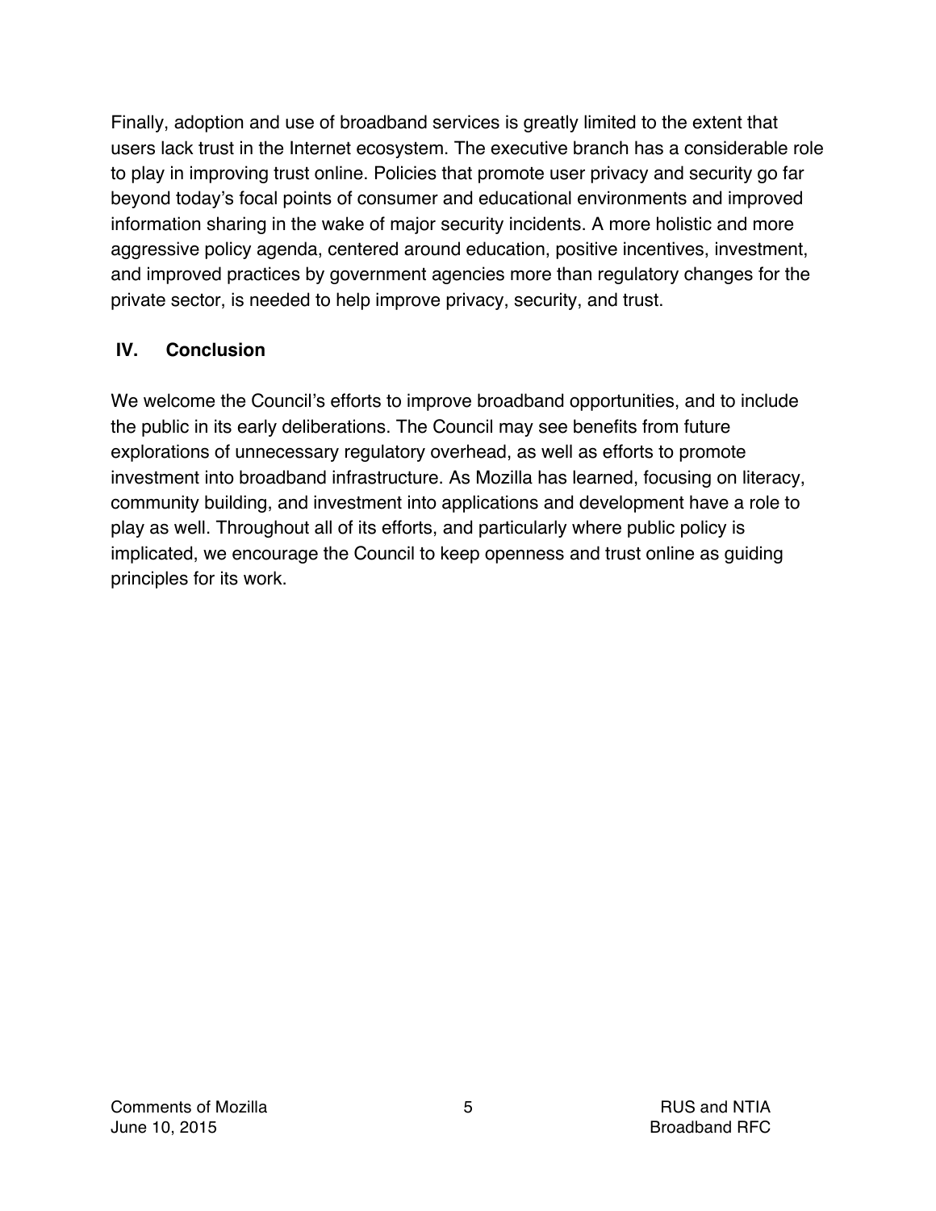Finally, adoption and use of broadband services is greatly limited to the extent that users lack trust in the Internet ecosystem. The executive branch has a considerable role to play in improving trust online. Policies that promote user privacy and security go far beyond today's focal points of consumer and educational environments and improved information sharing in the wake of major security incidents. A more holistic and more aggressive policy agenda, centered around education, positive incentives, investment, and improved practices by government agencies more than regulatory changes for the private sector, is needed to help improve privacy, security, and trust.

## IV. Conclusion

We welcome the Council's efforts to improve broadband opportunities, and to include the public in its early deliberations. The Council may see benefits from future explorations of unnecessary regulatory overhead, as well as efforts to promote investment into broadband infrastructure. As Mozilla has learned, focusing on literacy, community building, and investment into applications and development have a role to play as well. Throughout all of its efforts, and particularly where public policy is implicated, we encourage the Council to keep openness and trust online as guiding principles for its work.